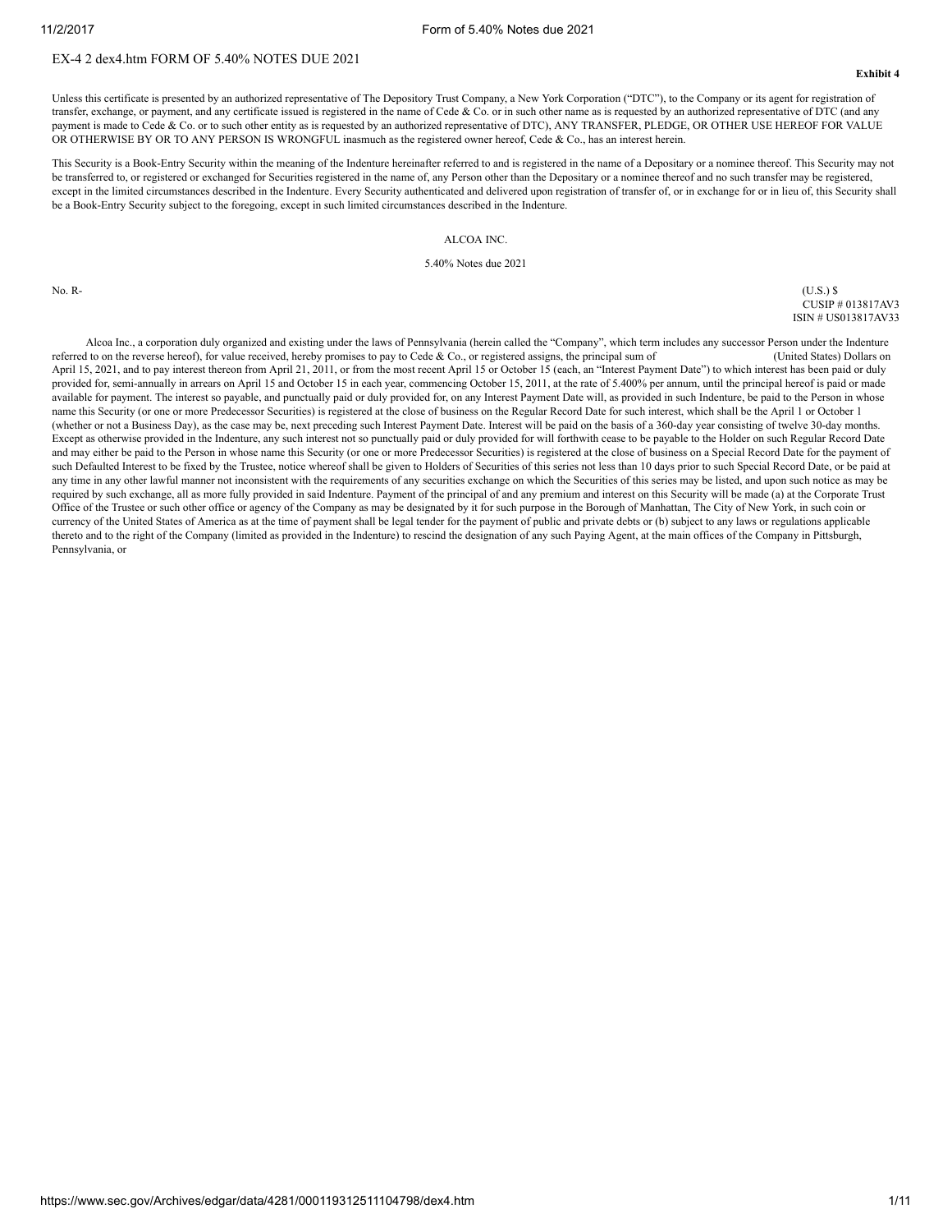EX-4 2 dex4.htm FORM OF 5.40% NOTES DUE 2021

**Exhibit 4**

Unless this certificate is presented by an authorized representative of The Depository Trust Company, a New York Corporation ("DTC"), to the Company or its agent for registration of transfer, exchange, or payment, and any certificate issued is registered in the name of Cede & Co. or in such other name as is requested by an authorized representative of DTC (and any payment is made to Cede & Co. or to such other entity as is requested by an authorized representative of DTC), ANY TRANSFER, PLEDGE, OR OTHER USE HEREOF FOR VALUE OR OTHERWISE BY OR TO ANY PERSON IS WRONGFUL inasmuch as the registered owner hereof, Cede & Co., has an interest herein.

This Security is a Book-Entry Security within the meaning of the Indenture hereinafter referred to and is registered in the name of a Depositary or a nominee thereof. This Security may not be transferred to, or registered or exchanged for Securities registered in the name of, any Person other than the Depositary or a nominee thereof and no such transfer may be registered, except in the limited circumstances described in the Indenture. Every Security authenticated and delivered upon registration of transfer of, or in exchange for or in lieu of, this Security shall be a Book-Entry Security subject to the foregoing, except in such limited circumstances described in the Indenture.

ALCOA INC.

5.40% Notes due 2021

No. R-

(U.S.) $
CUSIP # 013817AV3
ISIN # US013817AV33

Alcoa Inc., a corporation duly organized and existing under the laws of Pennsylvania (herein called the "Company", which term includes any successor Person under the Indenture referred to on the reverse hereof), for value received, hereby promises to pay to Cede & Co., or registered assigns, the principal sum of (United States) Dollars on April 15, 2021, and to pay interest thereon from April 21, 2011, or from the most recent April 15 or October 15 (each, an "Interest Payment Date") to which interest has been paid or duly provided for, semi-annually in arrears on April 15 and October 15 in each year, commencing October 15, 2011, at the rate of 5.400% per annum, until the principal hereof is paid or made available for payment. The interest so payable, and punctually paid or duly provided for, on any Interest Payment Date will, as provided in such Indenture, be paid to the Person in whose name this Security (or one or more Predecessor Securities) is registered at the close of business on the Regular Record Date for such interest, which shall be the April 1 or October 1 (whether or not a Business Day), as the case may be, next preceding such Interest Payment Date. Interest will be paid on the basis of a 360-day year consisting of twelve 30-day months. Except as otherwise provided in the Indenture, any such interest not so punctually paid or duly provided for will forthwith cease to be payable to the Holder on such Regular Record Date and may either be paid to the Person in whose name this Security (or one or more Predecessor Securities) is registered at the close of business on a Special Record Date for the payment of such Defaulted Interest to be fixed by the Trustee, notice whereof shall be given to Holders of Securities of this series not less than 10 days prior to such Special Record Date, or be paid at any time in any other lawful manner not inconsistent with the requirements of any securities exchange on which the Securities of this series may be listed, and upon such notice as may be required by such exchange, all as more fully provided in said Indenture. Payment of the principal of and any premium and interest on this Security will be made (a) at the Corporate Trust Office of the Trustee or such other office or agency of the Company as may be designated by it for such purpose in the Borough of Manhattan, The City of New York, in such coin or currency of the United States of America as at the time of payment shall be legal tender for the payment of public and private debts or (b) subject to any laws or regulations applicable thereto and to the right of the Company (limited as provided in the Indenture) to rescind the designation of any such Paying Agent, at the main offices of the Company in Pittsburgh, Pennsylvania, or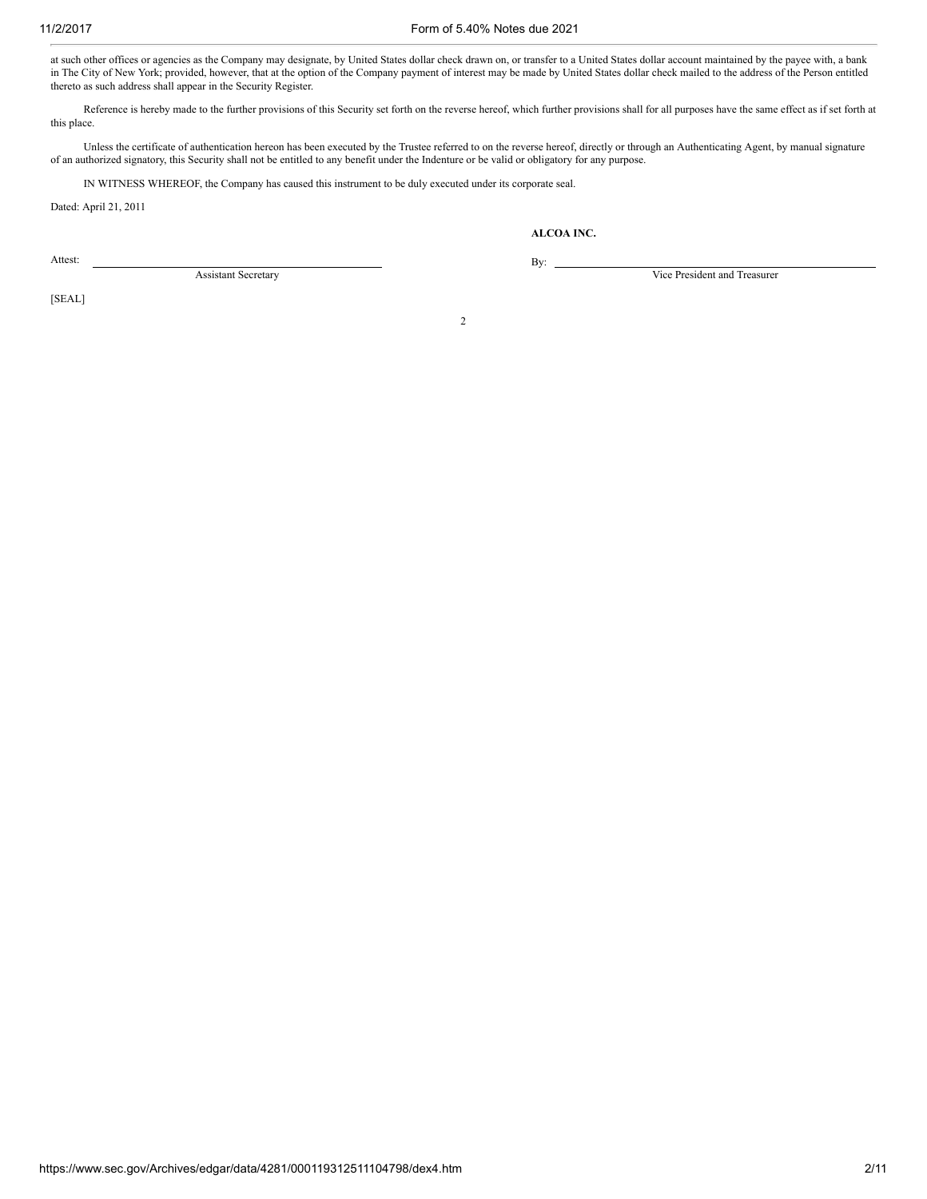at such other offices or agencies as the Company may designate, by United States dollar check drawn on, or transfer to a United States dollar account maintained by the payee with, a bank in The City of New York; provided, however, that at the option of the Company payment of interest may be made by United States dollar check mailed to the address of the Person entitled thereto as such address shall appear in the Security Register.

Reference is hereby made to the further provisions of this Security set forth on the reverse hereof, which further provisions shall for all purposes have the same effect as if set forth at this place.

Unless the certificate of authentication hereon has been executed by the Trustee referred to on the reverse hereof, directly or through an Authenticating Agent, by manual signature of an authorized signatory, this Security shall not be entitled to any benefit under the Indenture or be valid or obligatory for any purpose.

IN WITNESS WHEREOF, the Company has caused this instrument to be duly executed under its corporate seal.

Dated: April 21, 2011

**ALCOA INC.**

Attest: \_\_\_\_\_\_\_\_\_\_\_\_\_\_\_\_\_\_\_\_\_\_\_\_\_\_\_\_\_\_
Assistant Secretary

By: \_\_\_\_\_\_\_\_\_\_\_\_\_\_\_\_\_\_\_\_\_\_\_\_\_\_\_\_\_\_
Vice President and Treasurer

[SEAL]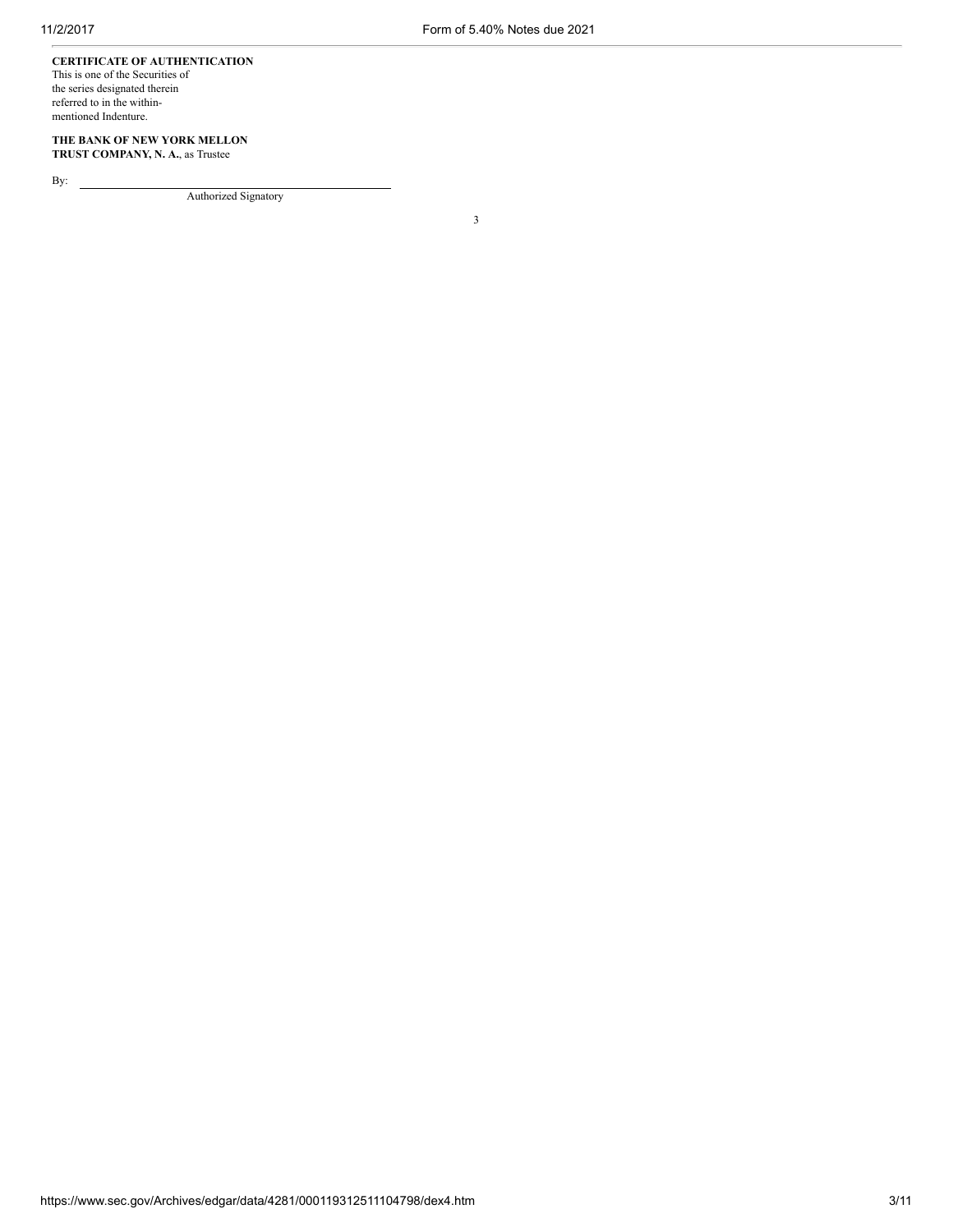**CERTIFICATE OF AUTHENTICATION**
This is one of the Securities of the series designated therein referred to in the within-mentioned Indenture.

**THE BANK OF NEW YORK MELLON TRUST COMPANY, N. A.**, as Trustee

By: \_\_\_\_\_\_\_\_\_\_\_\_\_\_\_\_\_\_\_\_\_\_\_\_\_\_\_\_\_\_\_\_\_\_\_\_
Authorized Signatory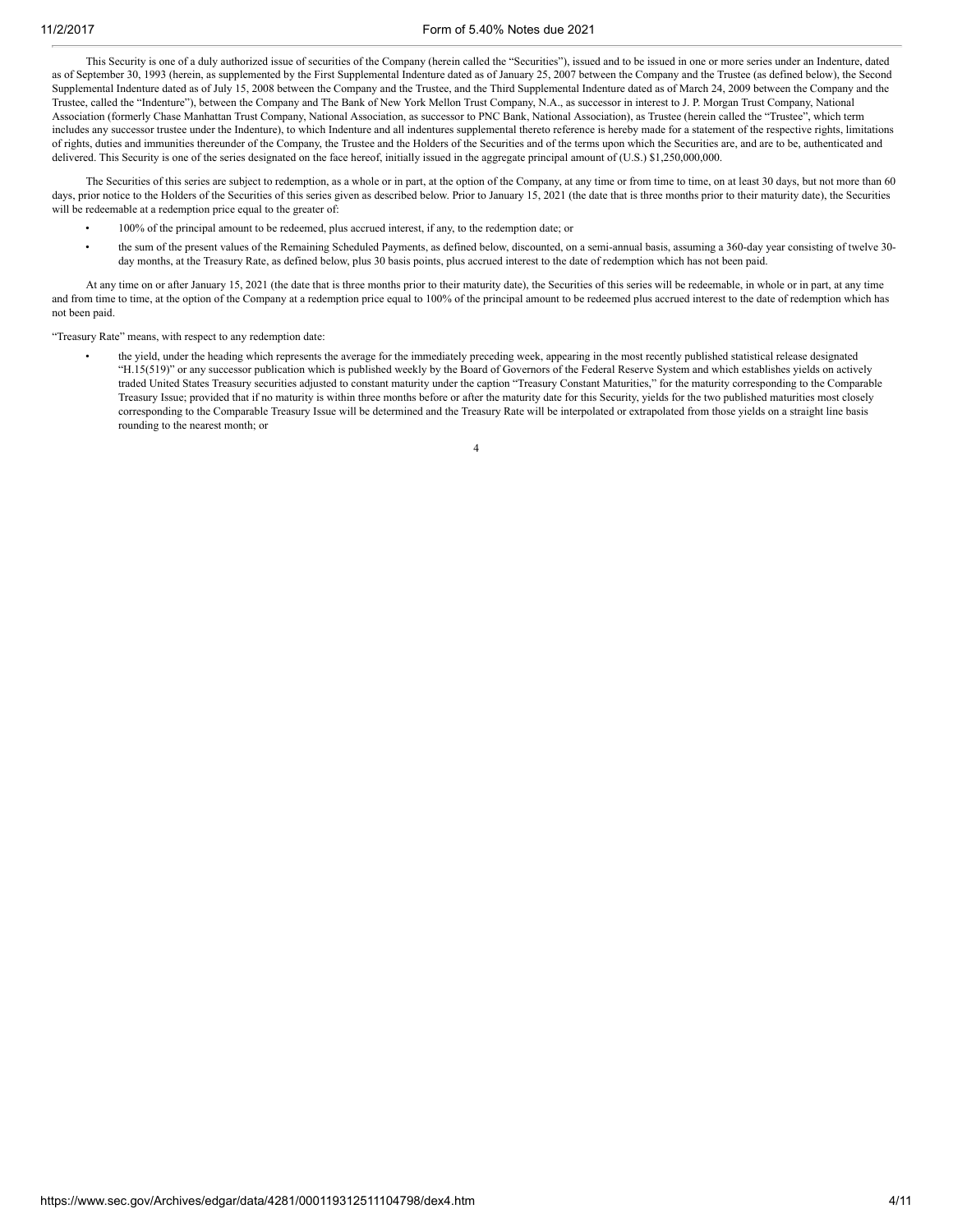This Security is one of a duly authorized issue of securities of the Company (herein called the "Securities"), issued and to be issued in one or more series under an Indenture, dated as of September 30, 1993 (herein, as supplemented by the First Supplemental Indenture dated as of January 25, 2007 between the Company and the Trustee (as defined below), the Second Supplemental Indenture dated as of July 15, 2008 between the Company and the Trustee, and the Third Supplemental Indenture dated as of March 24, 2009 between the Company and the Trustee, called the "Indenture"), between the Company and The Bank of New York Mellon Trust Company, N.A., as successor in interest to J. P. Morgan Trust Company, National Association (formerly Chase Manhattan Trust Company, National Association, as successor to PNC Bank, National Association), as Trustee (herein called the "Trustee", which term includes any successor trustee under the Indenture), to which Indenture and all indentures supplemental thereto reference is hereby made for a statement of the respective rights, limitations of rights, duties and immunities thereunder of the Company, the Trustee and the Holders of the Securities and of the terms upon which the Securities are, and are to be, authenticated and delivered. This Security is one of the series designated on the face hereof, initially issued in the aggregate principal amount of (U.S.) $1,250,000,000.

The Securities of this series are subject to redemption, as a whole or in part, at the option of the Company, at any time or from time to time, on at least 30 days, but not more than 60 days, prior notice to the Holders of the Securities of this series given as described below. Prior to January 15, 2021 (the date that is three months prior to their maturity date), the Securities will be redeemable at a redemption price equal to the greater of:

- 100% of the principal amount to be redeemed, plus accrued interest, if any, to the redemption date; or
- the sum of the present values of the Remaining Scheduled Payments, as defined below, discounted, on a semi-annual basis, assuming a 360-day year consisting of twelve 30-day months, at the Treasury Rate, as defined below, plus 30 basis points, plus accrued interest to the date of redemption which has not been paid.

At any time on or after January 15, 2021 (the date that is three months prior to their maturity date), the Securities of this series will be redeemable, in whole or in part, at any time and from time to time, at the option of the Company at a redemption price equal to 100% of the principal amount to be redeemed plus accrued interest to the date of redemption which has not been paid.

"Treasury Rate" means, with respect to any redemption date:

- the yield, under the heading which represents the average for the immediately preceding week, appearing in the most recently published statistical release designated "H.15(519)" or any successor publication which is published weekly by the Board of Governors of the Federal Reserve System and which establishes yields on actively traded United States Treasury securities adjusted to constant maturity under the caption "Treasury Constant Maturities," for the maturity corresponding to the Comparable Treasury Issue; provided that if no maturity is within three months before or after the maturity date for this Security, yields for the two published maturities most closely corresponding to the Comparable Treasury Issue will be determined and the Treasury Rate will be interpolated or extrapolated from those yields on a straight line basis rounding to the nearest month; or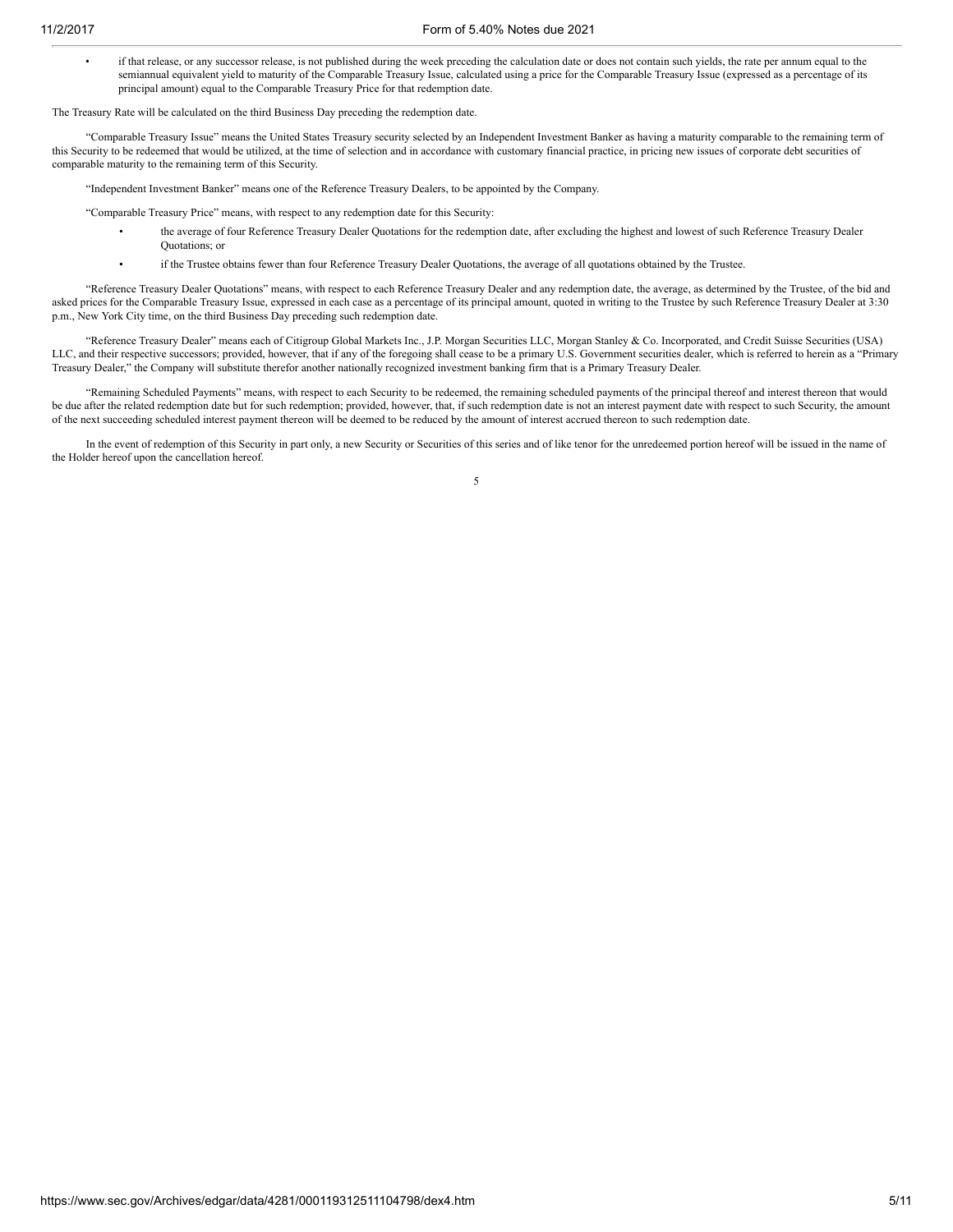- if that release, or any successor release, is not published during the week preceding the calculation date or does not contain such yields, the rate per annum equal to the semiannual equivalent yield to maturity of the Comparable Treasury Issue, calculated using a price for the Comparable Treasury Issue (expressed as a percentage of its principal amount) equal to the Comparable Treasury Price for that redemption date.

The Treasury Rate will be calculated on the third Business Day preceding the redemption date.

"Comparable Treasury Issue" means the United States Treasury security selected by an Independent Investment Banker as having a maturity comparable to the remaining term of this Security to be redeemed that would be utilized, at the time of selection and in accordance with customary financial practice, in pricing new issues of corporate debt securities of comparable maturity to the remaining term of this Security.

"Independent Investment Banker" means one of the Reference Treasury Dealers, to be appointed by the Company.

"Comparable Treasury Price" means, with respect to any redemption date for this Security:

- the average of four Reference Treasury Dealer Quotations for the redemption date, after excluding the highest and lowest of such Reference Treasury Dealer Quotations; or
- if the Trustee obtains fewer than four Reference Treasury Dealer Quotations, the average of all quotations obtained by the Trustee.

"Reference Treasury Dealer Quotations" means, with respect to each Reference Treasury Dealer and any redemption date, the average, as determined by the Trustee, of the bid and asked prices for the Comparable Treasury Issue, expressed in each case as a percentage of its principal amount, quoted in writing to the Trustee by such Reference Treasury Dealer at 3:30 p.m., New York City time, on the third Business Day preceding such redemption date.

"Reference Treasury Dealer" means each of Citigroup Global Markets Inc., J.P. Morgan Securities LLC, Morgan Stanley & Co. Incorporated, and Credit Suisse Securities (USA) LLC, and their respective successors; provided, however, that if any of the foregoing shall cease to be a primary U.S. Government securities dealer, which is referred to herein as a "Primary Treasury Dealer," the Company will substitute therefor another nationally recognized investment banking firm that is a Primary Treasury Dealer.

"Remaining Scheduled Payments" means, with respect to each Security to be redeemed, the remaining scheduled payments of the principal thereof and interest thereon that would be due after the related redemption date but for such redemption; provided, however, that, if such redemption date is not an interest payment date with respect to such Security, the amount of the next succeeding scheduled interest payment thereon will be deemed to be reduced by the amount of interest accrued thereon to such redemption date.

In the event of redemption of this Security in part only, a new Security or Securities of this series and of like tenor for the unredeemed portion hereof will be issued in the name of the Holder hereof upon the cancellation hereof.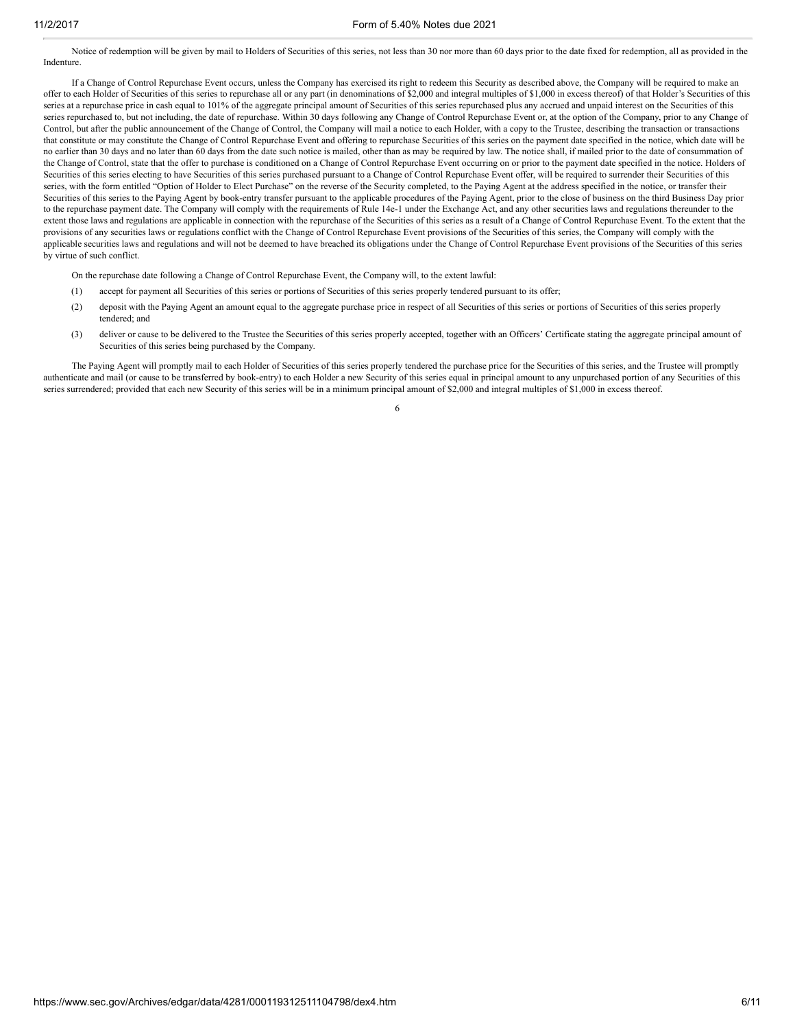Notice of redemption will be given by mail to Holders of Securities of this series, not less than 30 nor more than 60 days prior to the date fixed for redemption, all as provided in the Indenture.

If a Change of Control Repurchase Event occurs, unless the Company has exercised its right to redeem this Security as described above, the Company will be required to make an offer to each Holder of Securities of this series to repurchase all or any part (in denominations of $2,000 and integral multiples of $1,000 in excess thereof) of that Holder's Securities of this series at a repurchase price in cash equal to 101% of the aggregate principal amount of Securities of this series repurchased plus any accrued and unpaid interest on the Securities of this series repurchased to, but not including, the date of repurchase. Within 30 days following any Change of Control Repurchase Event or, at the option of the Company, prior to any Change of Control, but after the public announcement of the Change of Control, the Company will mail a notice to each Holder, with a copy to the Trustee, describing the transaction or transactions that constitute or may constitute the Change of Control Repurchase Event and offering to repurchase Securities of this series on the payment date specified in the notice, which date will be no earlier than 30 days and no later than 60 days from the date such notice is mailed, other than as may be required by law. The notice shall, if mailed prior to the date of consummation of the Change of Control, state that the offer to purchase is conditioned on a Change of Control Repurchase Event occurring on or prior to the payment date specified in the notice. Holders of Securities of this series electing to have Securities of this series purchased pursuant to a Change of Control Repurchase Event offer, will be required to surrender their Securities of this series, with the form entitled "Option of Holder to Elect Purchase" on the reverse of the Security completed, to the Paying Agent at the address specified in the notice, or transfer their Securities of this series to the Paying Agent by book-entry transfer pursuant to the applicable procedures of the Paying Agent, prior to the close of business on the third Business Day prior to the repurchase payment date. The Company will comply with the requirements of Rule 14e-1 under the Exchange Act, and any other securities laws and regulations thereunder to the extent those laws and regulations are applicable in connection with the repurchase of the Securities of this series as a result of a Change of Control Repurchase Event. To the extent that the provisions of any securities laws or regulations conflict with the Change of Control Repurchase Event provisions of the Securities of this series, the Company will comply with the applicable securities laws and regulations and will not be deemed to have breached its obligations under the Change of Control Repurchase Event provisions of the Securities of this series by virtue of such conflict.

On the repurchase date following a Change of Control Repurchase Event, the Company will, to the extent lawful:

(1) accept for payment all Securities of this series or portions of Securities of this series properly tendered pursuant to its offer;

(2) deposit with the Paying Agent an amount equal to the aggregate purchase price in respect of all Securities of this series or portions of Securities of this series properly tendered; and

(3) deliver or cause to be delivered to the Trustee the Securities of this series properly accepted, together with an Officers' Certificate stating the aggregate principal amount of Securities of this series being purchased by the Company.

The Paying Agent will promptly mail to each Holder of Securities of this series properly tendered the purchase price for the Securities of this series, and the Trustee will promptly authenticate and mail (or cause to be transferred by book-entry) to each Holder a new Security of this series equal in principal amount to any unpurchased portion of any Securities of this series surrendered; provided that each new Security of this series will be in a minimum principal amount of $2,000 and integral multiples of $1,000 in excess thereof.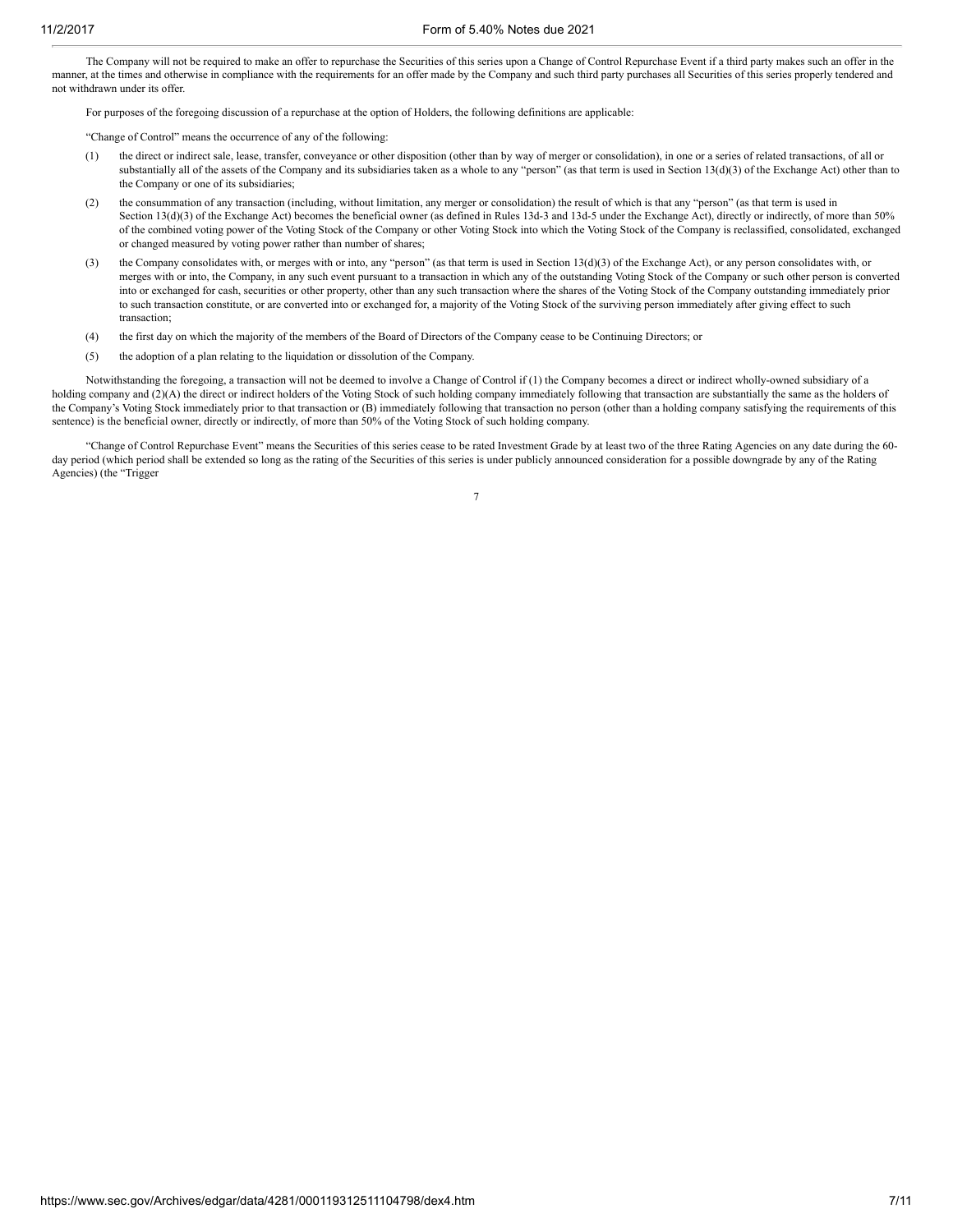The Company will not be required to make an offer to repurchase the Securities of this series upon a Change of Control Repurchase Event if a third party makes such an offer in the manner, at the times and otherwise in compliance with the requirements for an offer made by the Company and such third party purchases all Securities of this series properly tendered and not withdrawn under its offer.

For purposes of the foregoing discussion of a repurchase at the option of Holders, the following definitions are applicable:

"Change of Control" means the occurrence of any of the following:

(1) the direct or indirect sale, lease, transfer, conveyance or other disposition (other than by way of merger or consolidation), in one or a series of related transactions, of all or substantially all of the assets of the Company and its subsidiaries taken as a whole to any "person" (as that term is used in Section 13(d)(3) of the Exchange Act) other than to the Company or one of its subsidiaries;

(2) the consummation of any transaction (including, without limitation, any merger or consolidation) the result of which is that any "person" (as that term is used in Section 13(d)(3) of the Exchange Act) becomes the beneficial owner (as defined in Rules 13d-3 and 13d-5 under the Exchange Act), directly or indirectly, of more than 50% of the combined voting power of the Voting Stock of the Company or other Voting Stock into which the Voting Stock of the Company is reclassified, consolidated, exchanged or changed measured by voting power rather than number of shares;

(3) the Company consolidates with, or merges with or into, any "person" (as that term is used in Section 13(d)(3) of the Exchange Act), or any person consolidates with, or merges with or into, the Company, in any such event pursuant to a transaction in which any of the outstanding Voting Stock of the Company or such other person is converted into or exchanged for cash, securities or other property, other than any such transaction where the shares of the Voting Stock of the Company outstanding immediately prior to such transaction constitute, or are converted into or exchanged for, a majority of the Voting Stock of the surviving person immediately after giving effect to such transaction;

(4) the first day on which the majority of the members of the Board of Directors of the Company cease to be Continuing Directors; or

(5) the adoption of a plan relating to the liquidation or dissolution of the Company.

Notwithstanding the foregoing, a transaction will not be deemed to involve a Change of Control if (1) the Company becomes a direct or indirect wholly-owned subsidiary of a holding company and (2)(A) the direct or indirect holders of the Voting Stock of such holding company immediately following that transaction are substantially the same as the holders of the Company's Voting Stock immediately prior to that transaction or (B) immediately following that transaction no person (other than a holding company satisfying the requirements of this sentence) is the beneficial owner, directly or indirectly, of more than 50% of the Voting Stock of such holding company.

"Change of Control Repurchase Event" means the Securities of this series cease to be rated Investment Grade by at least two of the three Rating Agencies on any date during the 60-day period (which period shall be extended so long as the rating of the Securities of this series is under publicly announced consideration for a possible downgrade by any of the Rating Agencies) (the "Trigger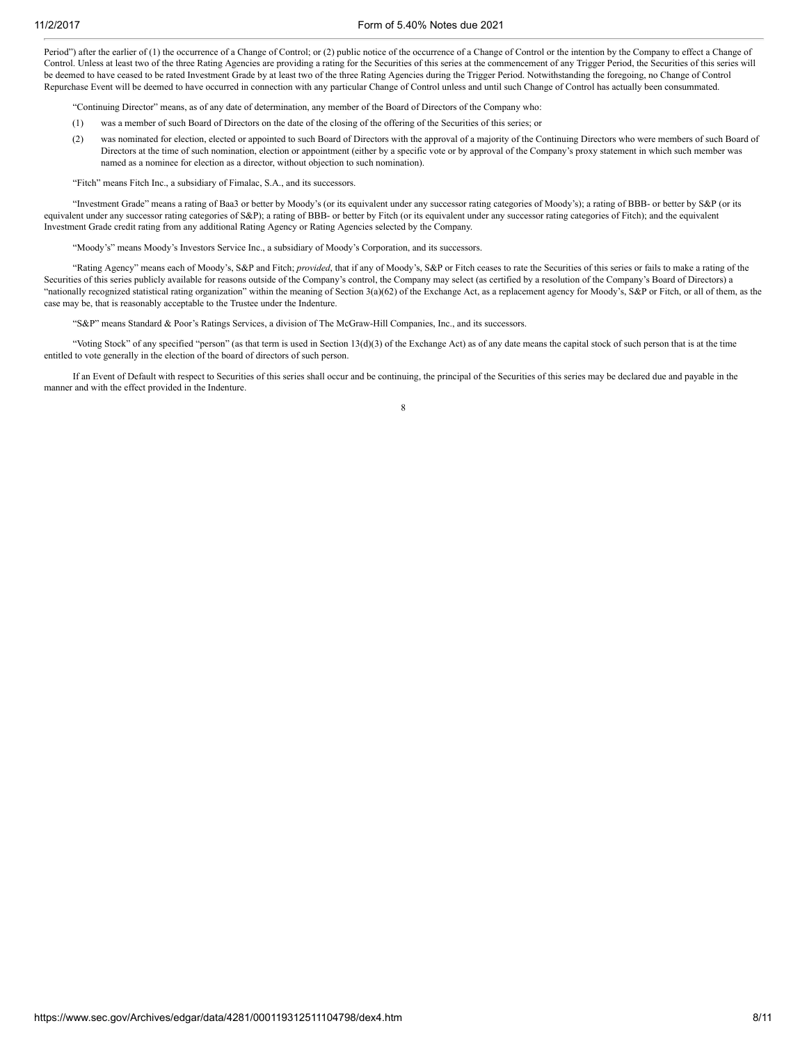Period") after the earlier of (1) the occurrence of a Change of Control; or (2) public notice of the occurrence of a Change of Control or the intention by the Company to effect a Change of Control. Unless at least two of the three Rating Agencies are providing a rating for the Securities of this series at the commencement of any Trigger Period, the Securities of this series will be deemed to have ceased to be rated Investment Grade by at least two of the three Rating Agencies during the Trigger Period. Notwithstanding the foregoing, no Change of Control Repurchase Event will be deemed to have occurred in connection with any particular Change of Control unless and until such Change of Control has actually been consummated.

"Continuing Director" means, as of any date of determination, any member of the Board of Directors of the Company who:

(1) was a member of such Board of Directors on the date of the closing of the offering of the Securities of this series; or

(2) was nominated for election, elected or appointed to such Board of Directors with the approval of a majority of the Continuing Directors who were members of such Board of Directors at the time of such nomination, election or appointment (either by a specific vote or by approval of the Company's proxy statement in which such member was named as a nominee for election as a director, without objection to such nomination).

"Fitch" means Fitch Inc., a subsidiary of Fimalac, S.A., and its successors.

"Investment Grade" means a rating of Baa3 or better by Moody's (or its equivalent under any successor rating categories of Moody's); a rating of BBB- or better by S&P (or its equivalent under any successor rating categories of S&P); a rating of BBB- or better by Fitch (or its equivalent under any successor rating categories of Fitch); and the equivalent Investment Grade credit rating from any additional Rating Agency or Rating Agencies selected by the Company.

"Moody's" means Moody's Investors Service Inc., a subsidiary of Moody's Corporation, and its successors.

"Rating Agency" means each of Moody's, S&P and Fitch; *provided*, that if any of Moody's, S&P or Fitch ceases to rate the Securities of this series or fails to make a rating of the Securities of this series publicly available for reasons outside of the Company's control, the Company may select (as certified by a resolution of the Company's Board of Directors) a "nationally recognized statistical rating organization" within the meaning of Section 3(a)(62) of the Exchange Act, as a replacement agency for Moody's, S&P or Fitch, or all of them, as the case may be, that is reasonably acceptable to the Trustee under the Indenture.

"S&P" means Standard & Poor's Ratings Services, a division of The McGraw-Hill Companies, Inc., and its successors.

"Voting Stock" of any specified "person" (as that term is used in Section 13(d)(3) of the Exchange Act) as of any date means the capital stock of such person that is at the time entitled to vote generally in the election of the board of directors of such person.

If an Event of Default with respect to Securities of this series shall occur and be continuing, the principal of the Securities of this series may be declared due and payable in the manner and with the effect provided in the Indenture.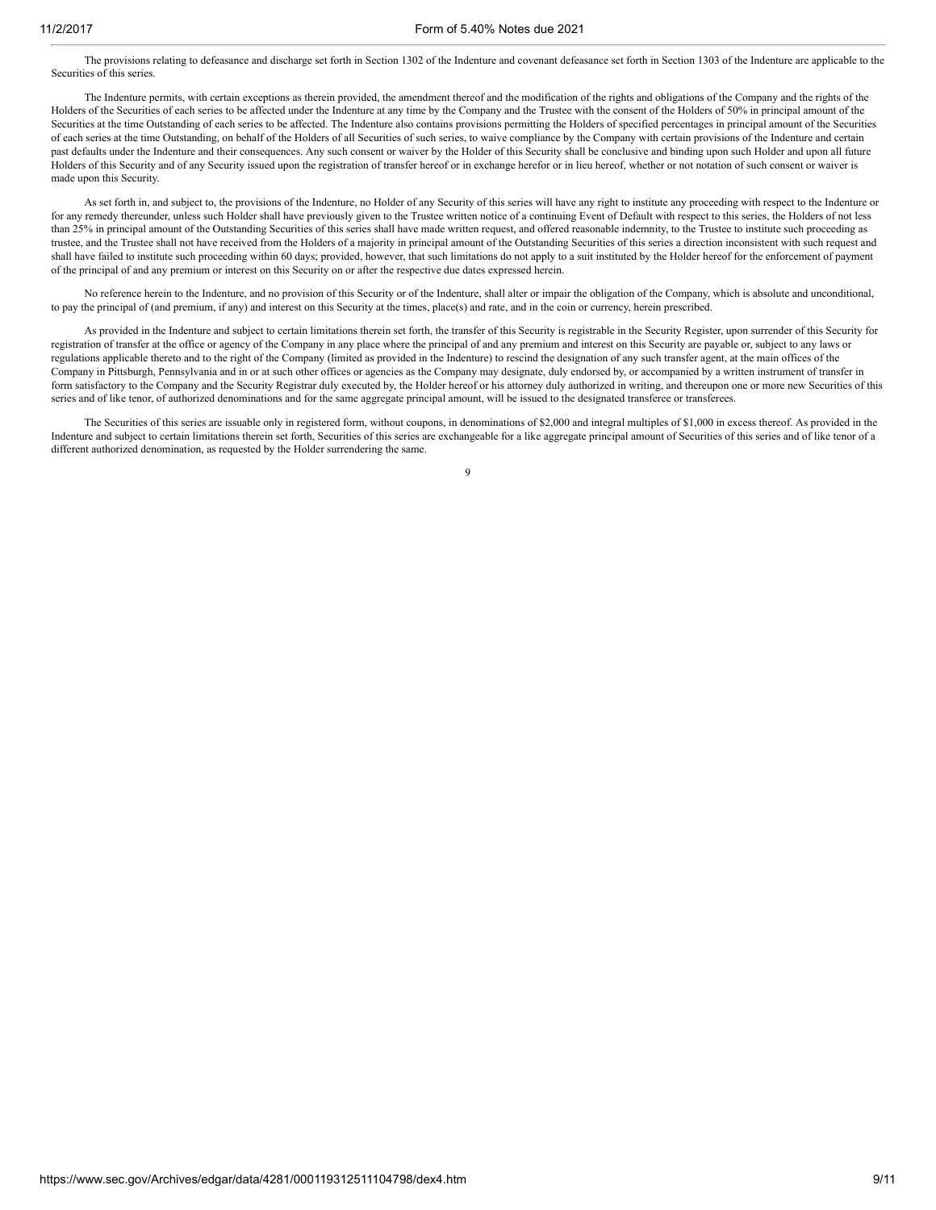The provisions relating to defeasance and discharge set forth in Section 1302 of the Indenture and covenant defeasance set forth in Section 1303 of the Indenture are applicable to the Securities of this series.

The Indenture permits, with certain exceptions as therein provided, the amendment thereof and the modification of the rights and obligations of the Company and the rights of the Holders of the Securities of each series to be affected under the Indenture at any time by the Company and the Trustee with the consent of the Holders of 50% in principal amount of the Securities at the time Outstanding of each series to be affected. The Indenture also contains provisions permitting the Holders of specified percentages in principal amount of the Securities of each series at the time Outstanding, on behalf of the Holders of all Securities of such series, to waive compliance by the Company with certain provisions of the Indenture and certain past defaults under the Indenture and their consequences. Any such consent or waiver by the Holder of this Security shall be conclusive and binding upon such Holder and upon all future Holders of this Security and of any Security issued upon the registration of transfer hereof or in exchange herefor or in lieu hereof, whether or not notation of such consent or waiver is made upon this Security.

As set forth in, and subject to, the provisions of the Indenture, no Holder of any Security of this series will have any right to institute any proceeding with respect to the Indenture or for any remedy thereunder, unless such Holder shall have previously given to the Trustee written notice of a continuing Event of Default with respect to this series, the Holders of not less than 25% in principal amount of the Outstanding Securities of this series shall have made written request, and offered reasonable indemnity, to the Trustee to institute such proceeding as trustee, and the Trustee shall not have received from the Holders of a majority in principal amount of the Outstanding Securities of this series a direction inconsistent with such request and shall have failed to institute such proceeding within 60 days; provided, however, that such limitations do not apply to a suit instituted by the Holder hereof for the enforcement of payment of the principal of and any premium or interest on this Security on or after the respective due dates expressed herein.

No reference herein to the Indenture, and no provision of this Security or of the Indenture, shall alter or impair the obligation of the Company, which is absolute and unconditional, to pay the principal of (and premium, if any) and interest on this Security at the times, place(s) and rate, and in the coin or currency, herein prescribed.

As provided in the Indenture and subject to certain limitations therein set forth, the transfer of this Security is registrable in the Security Register, upon surrender of this Security for registration of transfer at the office or agency of the Company in any place where the principal of and any premium and interest on this Security are payable or, subject to any laws or regulations applicable thereto and to the right of the Company (limited as provided in the Indenture) to rescind the designation of any such transfer agent, at the main offices of the Company in Pittsburgh, Pennsylvania and in or at such other offices or agencies as the Company may designate, duly endorsed by, or accompanied by a written instrument of transfer in form satisfactory to the Company and the Security Registrar duly executed by, the Holder hereof or his attorney duly authorized in writing, and thereupon one or more new Securities of this series and of like tenor, of authorized denominations and for the same aggregate principal amount, will be issued to the designated transferee or transferees.

The Securities of this series are issuable only in registered form, without coupons, in denominations of $2,000 and integral multiples of $1,000 in excess thereof. As provided in the Indenture and subject to certain limitations therein set forth, Securities of this series are exchangeable for a like aggregate principal amount of Securities of this series and of like tenor of a different authorized denomination, as requested by the Holder surrendering the same.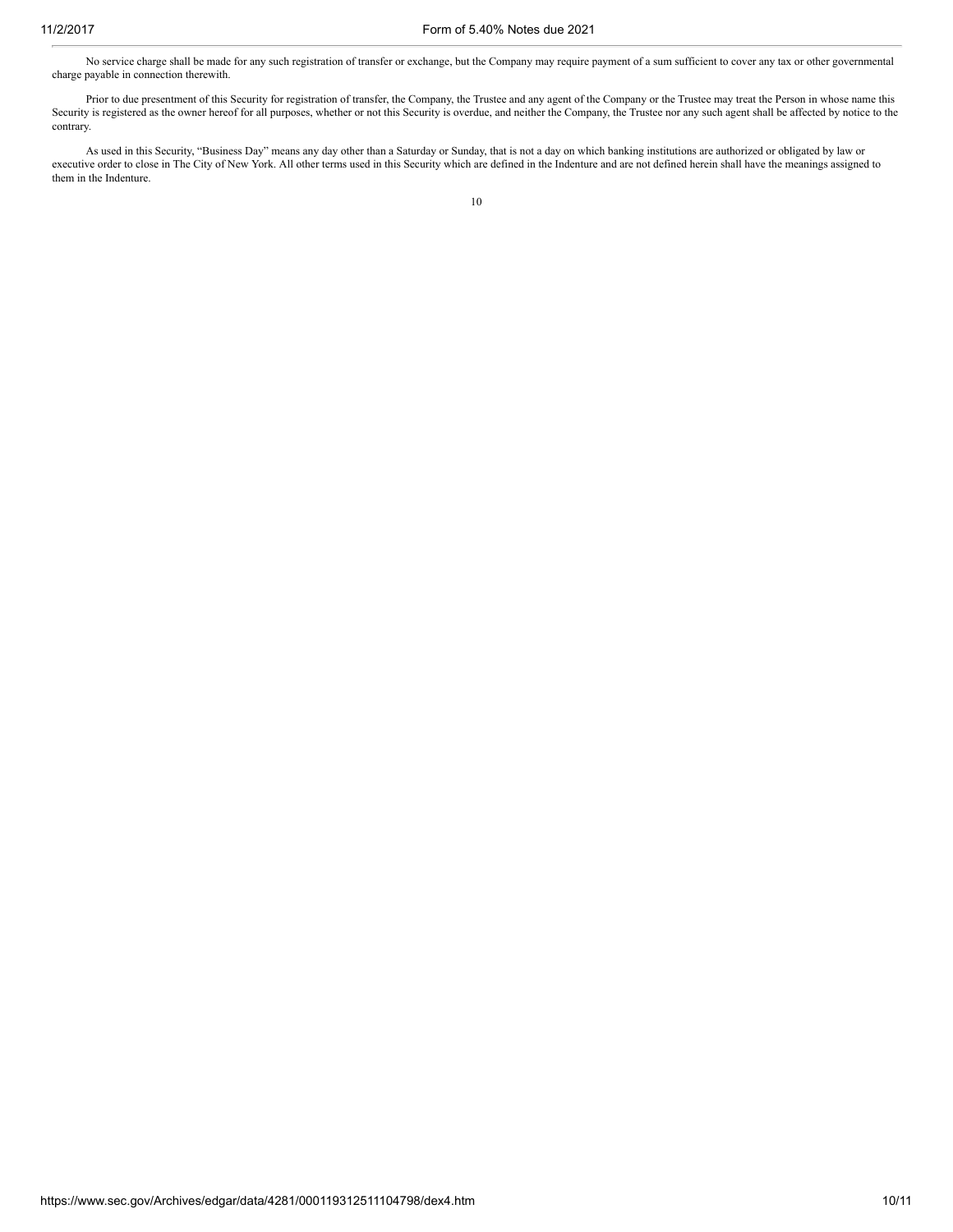No service charge shall be made for any such registration of transfer or exchange, but the Company may require payment of a sum sufficient to cover any tax or other governmental charge payable in connection therewith.

Prior to due presentment of this Security for registration of transfer, the Company, the Trustee and any agent of the Company or the Trustee may treat the Person in whose name this Security is registered as the owner hereof for all purposes, whether or not this Security is overdue, and neither the Company, the Trustee nor any such agent shall be affected by notice to the contrary.

As used in this Security, "Business Day" means any day other than a Saturday or Sunday, that is not a day on which banking institutions are authorized or obligated by law or executive order to close in The City of New York. All other terms used in this Security which are defined in the Indenture and are not defined herein shall have the meanings assigned to them in the Indenture.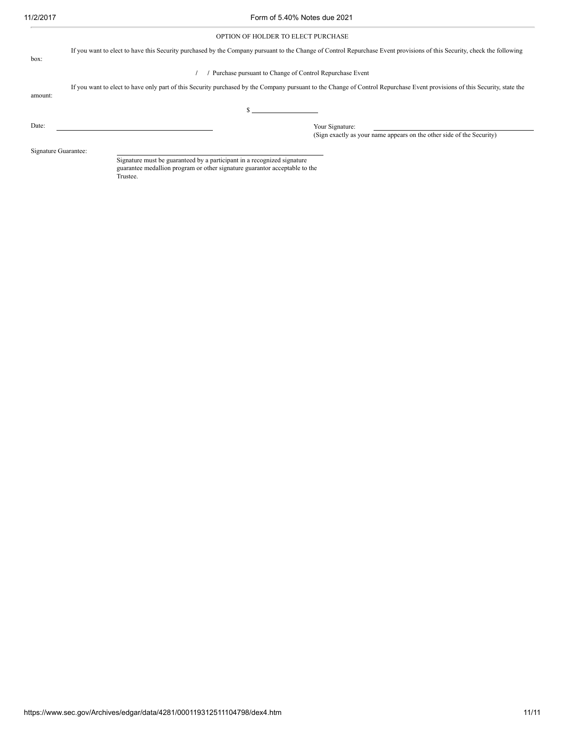OPTION OF HOLDER TO ELECT PURCHASE

If you want to elect to have this Security purchased by the Company pursuant to the Change of Control Repurchase Event provisions of this Security, check the following box:

/ / Purchase pursuant to Change of Control Repurchase Event

If you want to elect to have only part of this Security purchased by the Company pursuant to the Change of Control Repurchase Event provisions of this Security, state the amount:

$ \_\_\_\_\_\_\_\_\_\_\_\_\_\_\_\_\_\_

Date: \_\_\_\_\_\_\_\_\_\_\_\_\_\_\_\_\_\_\_\_\_\_\_\_\_\_\_\_\_\_\_\_\_\_\_\_\_\_\_\_

Your Signature: \_\_\_\_\_\_\_\_\_\_\_\_\_\_\_\_\_\_\_\_\_\_\_\_\_\_\_\_\_\_\_\_\_\_\_\_\_\_\_\_
(Sign exactly as your name appears on the other side of the Security)

Signature Guarantee: \_\_\_\_\_\_\_\_\_\_\_\_\_\_\_\_\_\_\_\_\_\_\_\_\_\_\_\_\_\_\_\_\_\_\_\_\_\_\_\_

Signature must be guaranteed by a participant in a recognized signature guarantee medallion program or other signature guarantor acceptable to the Trustee.